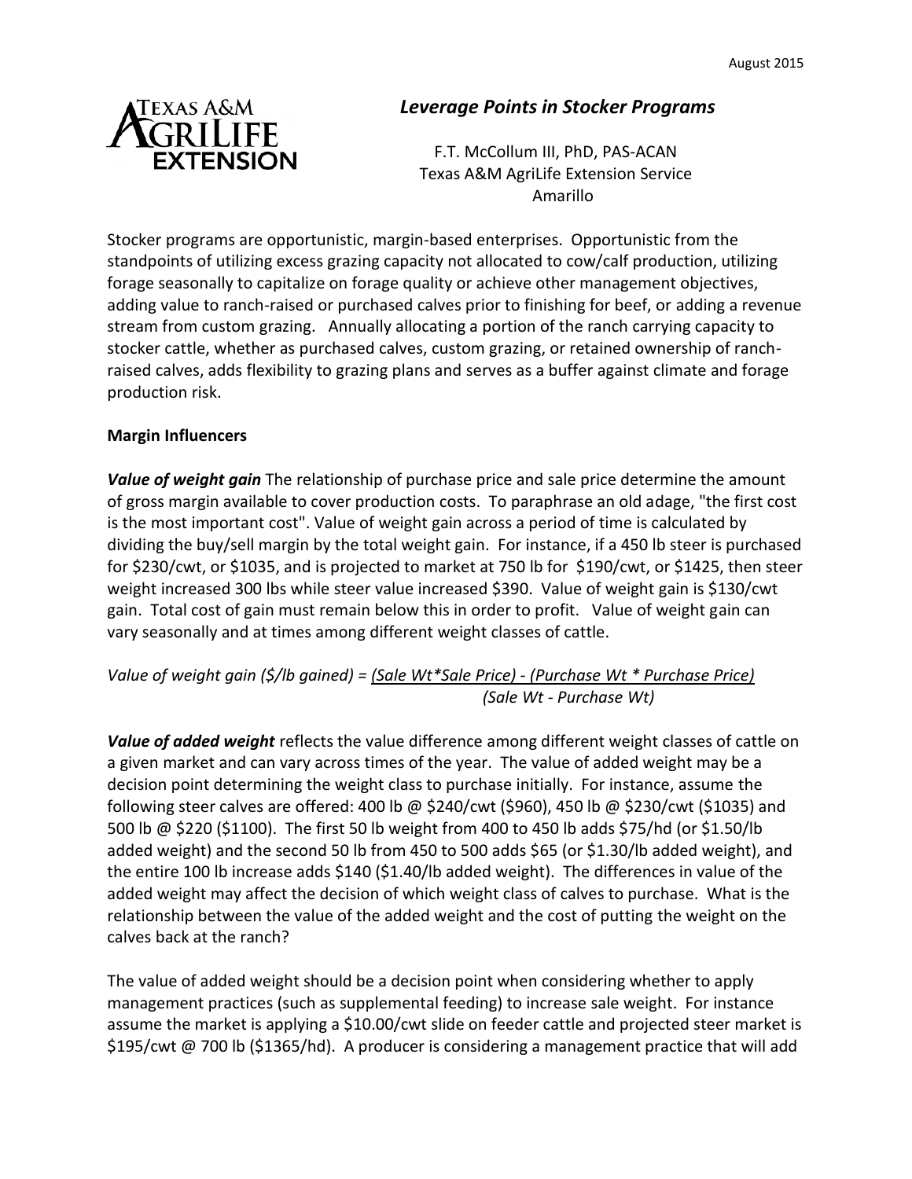August 2015

# *Leverage Points in Stocker Programs*

F.T. McCollum III, PhD, PAS-ACAN
Texas A&M AgriLife Extension Service
Amarillo

Stocker programs are opportunistic, margin-based enterprises. Opportunistic from the standpoints of utilizing excess grazing capacity not allocated to cow/calf production, utilizing forage seasonally to capitalize on forage quality or achieve other management objectives, adding value to ranch-raised or purchased calves prior to finishing for beef, or adding a revenue stream from custom grazing. Annually allocating a portion of the ranch carrying capacity to stocker cattle, whether as purchased calves, custom grazing, or retained ownership of ranch-raised calves, adds flexibility to grazing plans and serves as a buffer against climate and forage production risk.

## Margin Influencers

***Value of weight gain*** The relationship of purchase price and sale price determine the amount of gross margin available to cover production costs. To paraphrase an old adage, "the first cost is the most important cost". Value of weight gain across a period of time is calculated by dividing the buy/sell margin by the total weight gain. For instance, if a 450 lb steer is purchased for $230/cwt, or $1035, and is projected to market at 750 lb for $190/cwt, or $1425, then steer weight increased 300 lbs while steer value increased $390. Value of weight gain is $130/cwt gain. Total cost of gain must remain below this in order to profit. Value of weight gain can vary seasonally and at times among different weight classes of cattle.

$$\text{Value of weight gain (\$/lb gained)} = \frac{(\text{Sale Wt} * \text{Sale Price}) - (\text{Purchase Wt} * \text{Purchase Price})}{(\text{Sale Wt} - \text{Purchase Wt})}$$

***Value of added weight*** reflects the value difference among different weight classes of cattle on a given market and can vary across times of the year. The value of added weight may be a decision point determining the weight class to purchase initially. For instance, assume the following steer calves are offered: 400 lb @ $240/cwt ($960), 450 lb @ $230/cwt ($1035) and 500 lb @ $220 ($1100). The first 50 lb weight from 400 to 450 lb adds $75/hd (or $1.50/lb added weight) and the second 50 lb from 450 to 500 adds $65 (or $1.30/lb added weight), and the entire 100 lb increase adds $140 ($1.40/lb added weight). The differences in value of the added weight may affect the decision of which weight class of calves to purchase. What is the relationship between the value of the added weight and the cost of putting the weight on the calves back at the ranch?

The value of added weight should be a decision point when considering whether to apply management practices (such as supplemental feeding) to increase sale weight. For instance assume the market is applying a $10.00/cwt slide on feeder cattle and projected steer market is $195/cwt @ 700 lb ($1365/hd). A producer is considering a management practice that will add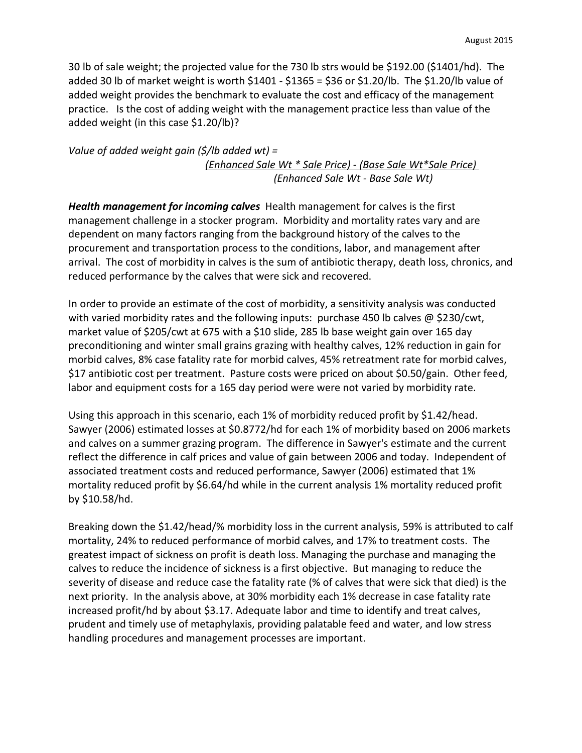30 lb of sale weight; the projected value for the 730 lb strs would be $192.00 ($1401/hd). The added 30 lb of market weight is worth $1401 - $1365 = $36 or $1.20/lb. The $1.20/lb value of added weight provides the benchmark to evaluate the cost and efficacy of the management practice. Is the cost of adding weight with the management practice less than value of the added weight (in this case $1.20/lb)?

*Value of added weight gain ($/lb added wt) =*

$$\frac{(\text{Enhanced Sale Wt} * \text{Sale Price}) - (\text{Base Sale Wt} * \text{Sale Price})}{(\text{Enhanced Sale Wt} - \text{Base Sale Wt})}$$

***Health management for incoming calves*** Health management for calves is the first management challenge in a stocker program. Morbidity and mortality rates vary and are dependent on many factors ranging from the background history of the calves to the procurement and transportation process to the conditions, labor, and management after arrival. The cost of morbidity in calves is the sum of antibiotic therapy, death loss, chronics, and reduced performance by the calves that were sick and recovered.

In order to provide an estimate of the cost of morbidity, a sensitivity analysis was conducted with varied morbidity rates and the following inputs: purchase 450 lb calves @ $230/cwt, market value of $205/cwt at 675 with a $10 slide, 285 lb base weight gain over 165 day preconditioning and winter small grains grazing with healthy calves, 12% reduction in gain for morbid calves, 8% case fatality rate for morbid calves, 45% retreatment rate for morbid calves, $17 antibiotic cost per treatment. Pasture costs were priced on about $0.50/gain. Other feed, labor and equipment costs for a 165 day period were were not varied by morbidity rate.

Using this approach in this scenario, each 1% of morbidity reduced profit by $1.42/head. Sawyer (2006) estimated losses at $0.8772/hd for each 1% of morbidity based on 2006 markets and calves on a summer grazing program. The difference in Sawyer's estimate and the current reflect the difference in calf prices and value of gain between 2006 and today. Independent of associated treatment costs and reduced performance, Sawyer (2006) estimated that 1% mortality reduced profit by $6.64/hd while in the current analysis 1% mortality reduced profit by $10.58/hd.

Breaking down the $1.42/head/% morbidity loss in the current analysis, 59% is attributed to calf mortality, 24% to reduced performance of morbid calves, and 17% to treatment costs. The greatest impact of sickness on profit is death loss. Managing the purchase and managing the calves to reduce the incidence of sickness is a first objective. But managing to reduce the severity of disease and reduce case the fatality rate (% of calves that were sick that died) is the next priority. In the analysis above, at 30% morbidity each 1% decrease in case fatality rate increased profit/hd by about $3.17. Adequate labor and time to identify and treat calves, prudent and timely use of metaphylaxis, providing palatable feed and water, and low stress handling procedures and management processes are important.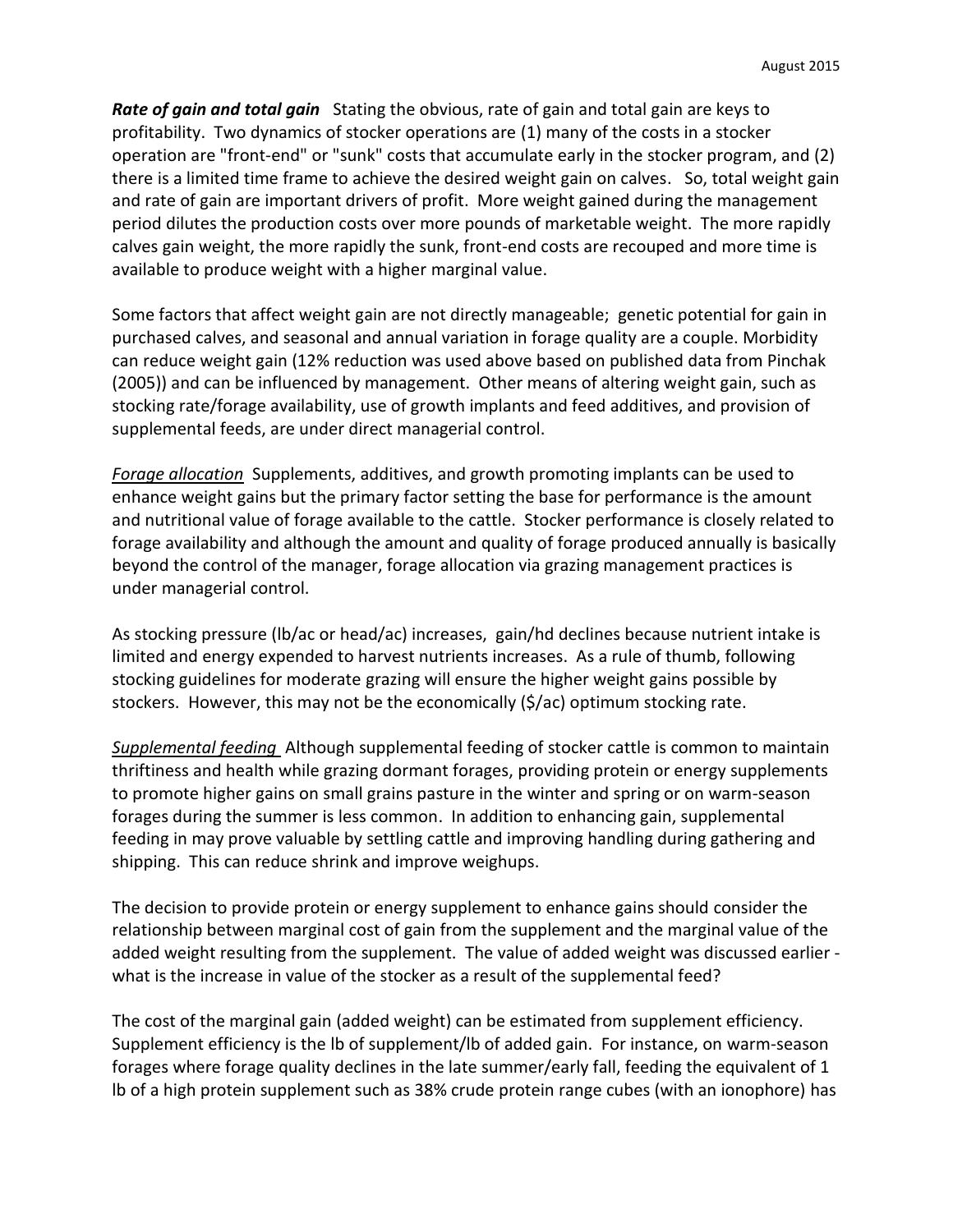***Rate of gain and total gain*** Stating the obvious, rate of gain and total gain are keys to profitability. Two dynamics of stocker operations are (1) many of the costs in a stocker operation are "front-end" or "sunk" costs that accumulate early in the stocker program, and (2) there is a limited time frame to achieve the desired weight gain on calves. So, total weight gain and rate of gain are important drivers of profit. More weight gained during the management period dilutes the production costs over more pounds of marketable weight. The more rapidly calves gain weight, the more rapidly the sunk, front-end costs are recouped and more time is available to produce weight with a higher marginal value.

Some factors that affect weight gain are not directly manageable; genetic potential for gain in purchased calves, and seasonal and annual variation in forage quality are a couple. Morbidity can reduce weight gain (12% reduction was used above based on published data from Pinchak (2005)) and can be influenced by management. Other means of altering weight gain, such as stocking rate/forage availability, use of growth implants and feed additives, and provision of supplemental feeds, are under direct managerial control.

*Forage allocation* Supplements, additives, and growth promoting implants can be used to enhance weight gains but the primary factor setting the base for performance is the amount and nutritional value of forage available to the cattle. Stocker performance is closely related to forage availability and although the amount and quality of forage produced annually is basically beyond the control of the manager, forage allocation via grazing management practices is under managerial control.

As stocking pressure (lb/ac or head/ac) increases, gain/hd declines because nutrient intake is limited and energy expended to harvest nutrients increases. As a rule of thumb, following stocking guidelines for moderate grazing will ensure the higher weight gains possible by stockers. However, this may not be the economically ($/ac) optimum stocking rate.

*Supplemental feeding* Although supplemental feeding of stocker cattle is common to maintain thriftiness and health while grazing dormant forages, providing protein or energy supplements to promote higher gains on small grains pasture in the winter and spring or on warm-season forages during the summer is less common. In addition to enhancing gain, supplemental feeding in may prove valuable by settling cattle and improving handling during gathering and shipping. This can reduce shrink and improve weighups.

The decision to provide protein or energy supplement to enhance gains should consider the relationship between marginal cost of gain from the supplement and the marginal value of the added weight resulting from the supplement. The value of added weight was discussed earlier - what is the increase in value of the stocker as a result of the supplemental feed?

The cost of the marginal gain (added weight) can be estimated from supplement efficiency. Supplement efficiency is the lb of supplement/lb of added gain. For instance, on warm-season forages where forage quality declines in the late summer/early fall, feeding the equivalent of 1 lb of a high protein supplement such as 38% crude protein range cubes (with an ionophore) has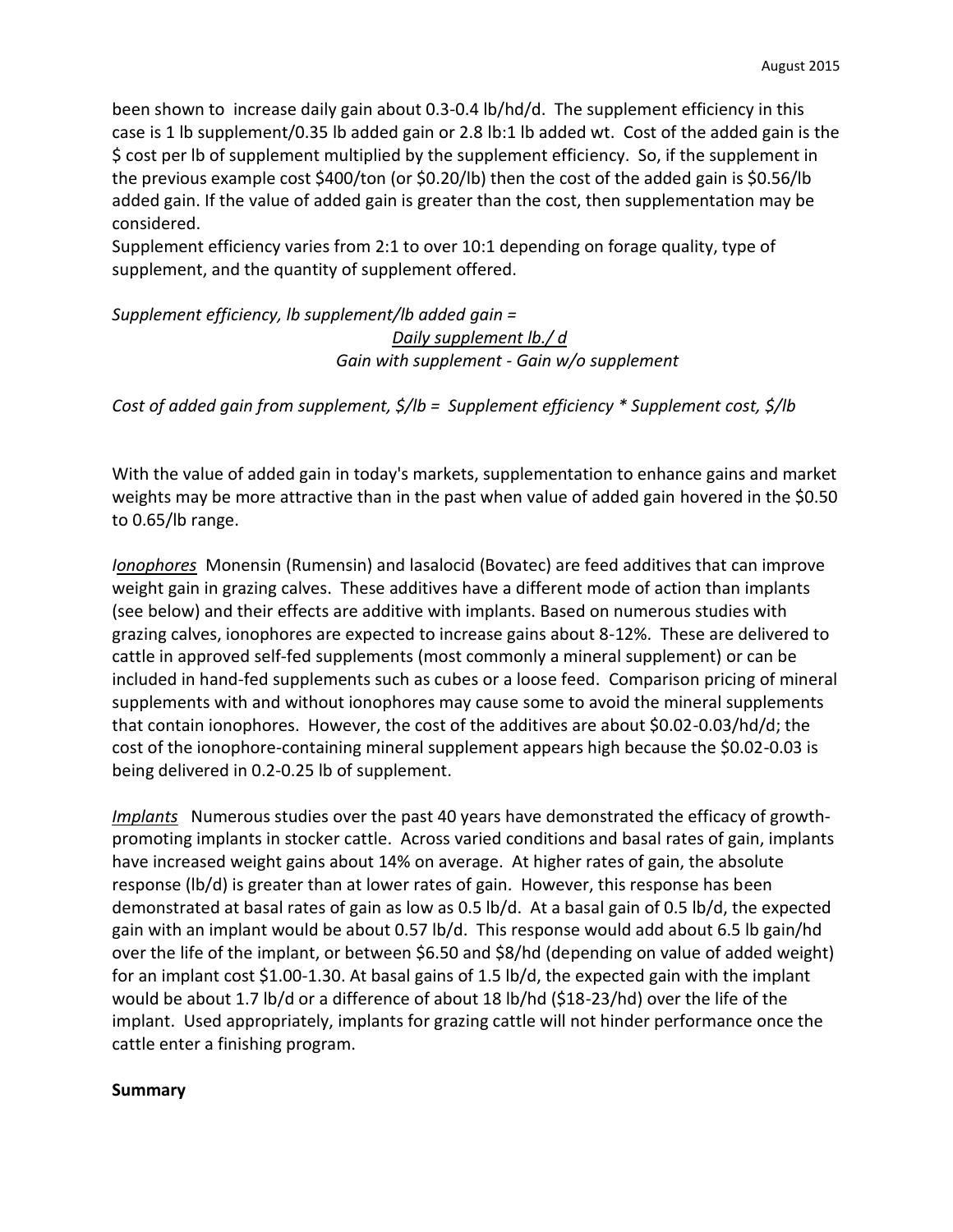been shown to increase daily gain about 0.3-0.4 lb/hd/d. The supplement efficiency in this case is 1 lb supplement/0.35 lb added gain or 2.8 lb:1 lb added wt. Cost of the added gain is the $ cost per lb of supplement multiplied by the supplement efficiency. So, if the supplement in the previous example cost $400/ton (or $0.20/lb) then the cost of the added gain is $0.56/lb added gain. If the value of added gain is greater than the cost, then supplementation may be considered.

Supplement efficiency varies from 2:1 to over 10:1 depending on forage quality, type of supplement, and the quantity of supplement offered.

*Supplement efficiency, lb supplement/lb added gain =*

$$\frac{\text{Daily supplement lb./ d}}{\text{Gain with supplement - Gain w/o supplement}}$$

*Cost of added gain from supplement, $/lb = Supplement efficiency * Supplement cost, $/lb*

With the value of added gain in today's markets, supplementation to enhance gains and market weights may be more attractive than in the past when value of added gain hovered in the $0.50 to 0.65/lb range.

*Ionophores* Monensin (Rumensin) and lasalocid (Bovatec) are feed additives that can improve weight gain in grazing calves. These additives have a different mode of action than implants (see below) and their effects are additive with implants. Based on numerous studies with grazing calves, ionophores are expected to increase gains about 8-12%. These are delivered to cattle in approved self-fed supplements (most commonly a mineral supplement) or can be included in hand-fed supplements such as cubes or a loose feed. Comparison pricing of mineral supplements with and without ionophores may cause some to avoid the mineral supplements that contain ionophores. However, the cost of the additives are about $0.02-0.03/hd/d; the cost of the ionophore-containing mineral supplement appears high because the $0.02-0.03 is being delivered in 0.2-0.25 lb of supplement.

*Implants* Numerous studies over the past 40 years have demonstrated the efficacy of growth-promoting implants in stocker cattle. Across varied conditions and basal rates of gain, implants have increased weight gains about 14% on average. At higher rates of gain, the absolute response (lb/d) is greater than at lower rates of gain. However, this response has been demonstrated at basal rates of gain as low as 0.5 lb/d. At a basal gain of 0.5 lb/d, the expected gain with an implant would be about 0.57 lb/d. This response would add about 6.5 lb gain/hd over the life of the implant, or between $6.50 and $8/hd (depending on value of added weight) for an implant cost $1.00-1.30. At basal gains of 1.5 lb/d, the expected gain with the implant would be about 1.7 lb/d or a difference of about 18 lb/hd ($18-23/hd) over the life of the implant. Used appropriately, implants for grazing cattle will not hinder performance once the cattle enter a finishing program.

**Summary**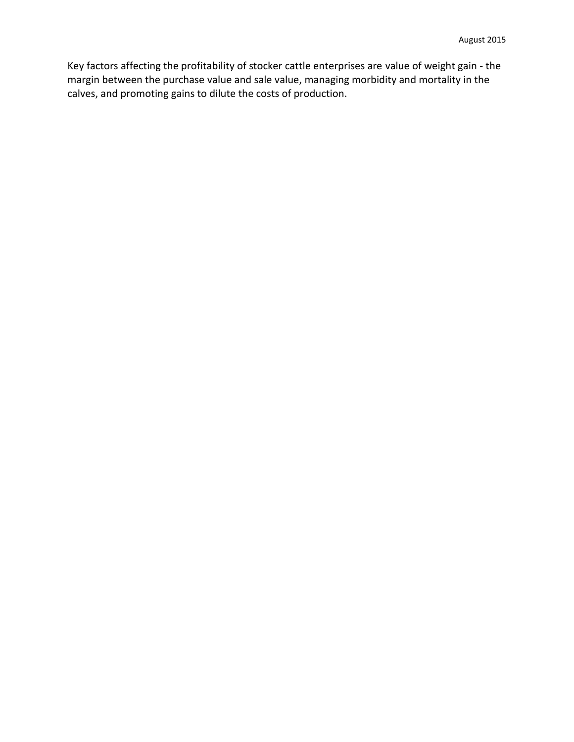Key factors affecting the profitability of stocker cattle enterprises are value of weight gain - the margin between the purchase value and sale value, managing morbidity and mortality in the calves, and promoting gains to dilute the costs of production.